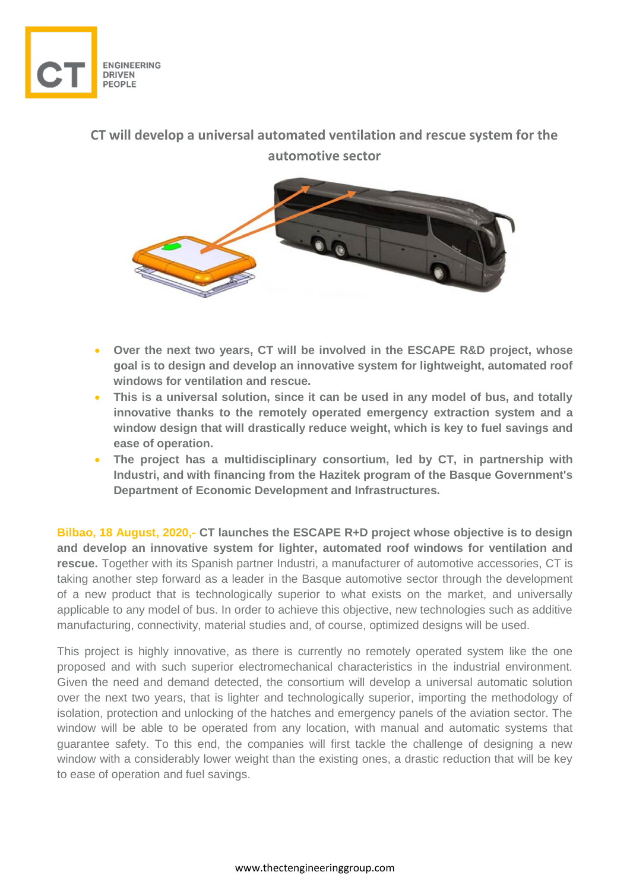# CT will develop a universal automated ventilation and rescue system for the automotive sector

- **Over the next two years, CT will be involved in the ESCAPE R&D project, whose goal is to design and develop an innovative system for lightweight, automated roof windows for ventilation and rescue.**
- **This is a universal solution, since it can be used in any model of bus, and totally innovative thanks to the remotely operated emergency extraction system and a window design that will drastically reduce weight, which is key to fuel savings and ease of operation.**
- **The project has a multidisciplinary consortium, led by CT, in partnership with Industri, and with financing from the Hazitek program of the Basque Government's Department of Economic Development and Infrastructures.**

**Bilbao, 18 August, 2020,- CT launches the ESCAPE R+D project whose objective is to design and develop an innovative system for lighter, automated roof windows for ventilation and rescue.** Together with its Spanish partner Industri, a manufacturer of automotive accessories, CT is taking another step forward as a leader in the Basque automotive sector through the development of a new product that is technologically superior to what exists on the market, and universally applicable to any model of bus. In order to achieve this objective, new technologies such as additive manufacturing, connectivity, material studies and, of course, optimized designs will be used.

This project is highly innovative, as there is currently no remotely operated system like the one proposed and with such superior electromechanical characteristics in the industrial environment. Given the need and demand detected, the consortium will develop a universal automatic solution over the next two years, that is lighter and technologically superior, importing the methodology of isolation, protection and unlocking of the hatches and emergency panels of the aviation sector. The window will be able to be operated from any location, with manual and automatic systems that guarantee safety. To this end, the companies will first tackle the challenge of designing a new window with a considerably lower weight than the existing ones, a drastic reduction that will be key to ease of operation and fuel savings.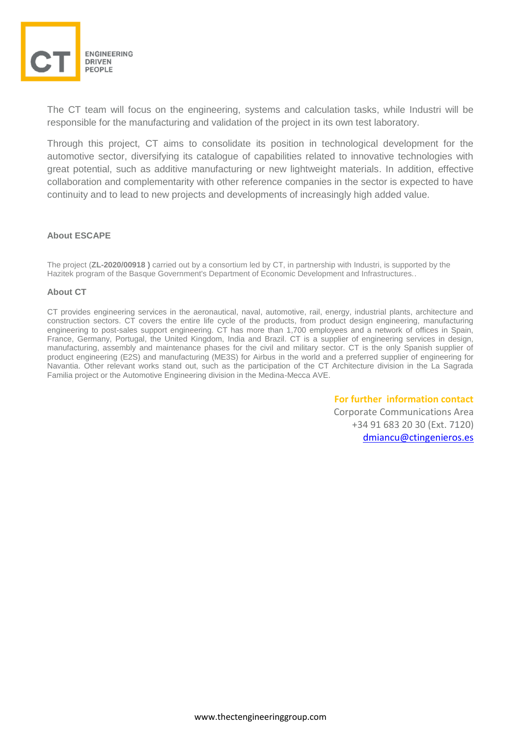The CT team will focus on the engineering, systems and calculation tasks, while Industri will be responsible for the manufacturing and validation of the project in its own test laboratory.

Through this project, CT aims to consolidate its position in technological development for the automotive sector, diversifying its catalogue of capabilities related to innovative technologies with great potential, such as additive manufacturing or new lightweight materials. In addition, effective collaboration and complementarity with other reference companies in the sector is expected to have continuity and to lead to new projects and developments of increasingly high added value.

**About ESCAPE**

The project (**ZL-2020/00918 )** carried out by a consortium led by CT, in partnership with Industri, is supported by the Hazitek program of the Basque Government's Department of Economic Development and Infrastructures..

**About CT**

CT provides engineering services in the aeronautical, naval, automotive, rail, energy, industrial plants, architecture and construction sectors. CT covers the entire life cycle of the products, from product design engineering, manufacturing engineering to post-sales support engineering. CT has more than 1,700 employees and a network of offices in Spain, France, Germany, Portugal, the United Kingdom, India and Brazil. CT is a supplier of engineering services in design, manufacturing, assembly and maintenance phases for the civil and military sector. CT is the only Spanish supplier of product engineering (E2S) and manufacturing (ME3S) for Airbus in the world and a preferred supplier of engineering for Navantia. Other relevant works stand out, such as the participation of the CT Architecture division in the La Sagrada Familia project or the Automotive Engineering division in the Medina-Mecca AVE.

**For further information contact**
Corporate Communications Area
+34 91 683 20 30 (Ext. 7120)
dmiancu@ctingenieros.es